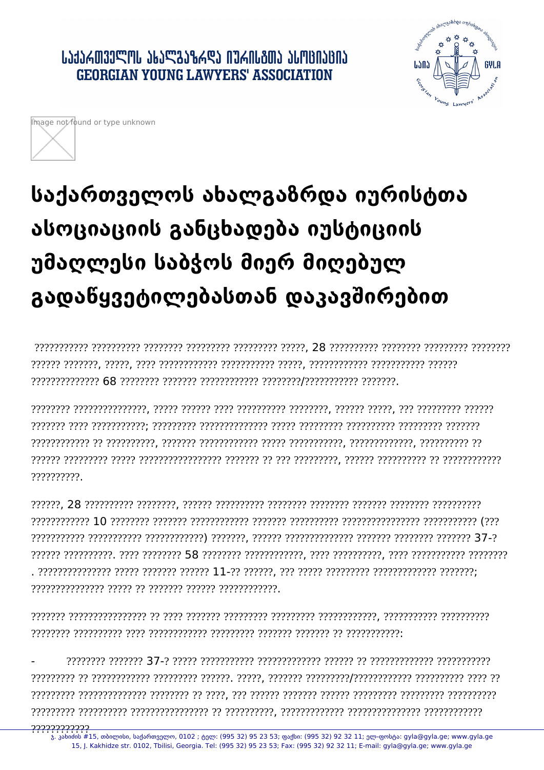# საქართველოს ახალგაზრდა იურისტთა ასოციაციის განცხადება იუსტიციის უმაღლესი საბჭოს მიერ მიღებულ გადაწყვეტილებასთან დაკავშირებით

??????????? ?????????? ???????? ????????? ????????? ?????, 28 ?????????? ???????? ????????? ???????? ?????? ???????, ?????, ???? ???????????? ??????????? ?????, ???????????? ??????????? ?????? ?????????????? 68 ???????? ??????? ???????????? ????????/??????????? ???????.

???????? ???????????????, ????? ?????? ???? ?????????? ????????, ?????? ?????, ??? ????????? ?????? ??????? ???? ???????????; ????????? ?????????????? ????? ????????? ?????????? ????????? ??????? ??????????? ?? ??????????, ??????? ???????????? ????? ???????????, ?????????????, ?????????? ?? ?????? ????????? ????? ????????????????? ??????? ?? ??? ?????????, ?????? ?????????? ?? ???????????? ??????????.

??????, 28 ?????????? ????????, ?????? ?????????? ???????? ???????? ??????? ???????? ?????????? ???????????? 10 ???????? ??????? ???????????? ??????? ?????????? ???????????????? ??????????? (??? ??????????? ??????????? ????????????) ???????, ?????? ?????????????? ??????? ???????? ??????? 37-? ?????? ??????????. ???? ???????? 58 ???????? ????????????, ???? ??????????, ???? ??????????? ???????? . ??????????????? ????? ??????? ?????? 11-?? ??????, ??? ????? ????????? ????????????? ???????; ??????????????? ????? ?? ??????? ?????? ????????????.

??????? ???????????????? ?? ???? ??????? ????????? ????????? ????????????, ??????????? ?????????? ???????? ?????????? ???? ???????????? ????????? ??????? ??????? ?? ???????????:

- ???????? ??????? 37-? ????? ??????????? ????????????? ?????? ?? ????????????? ??????????? ????????? ?? ???????????? ????????? ??????. ?????, ??????? ?????????/???????????? ?????????? ???? ?? ????????? ?????????????? ???????? ?? ????, ??? ?????? ??????? ?????? ????????? ????????? ?????????? ????????? ?????????? ???????????????? ?? ??????????, ????????????? ??????????????? ???????????? ????????????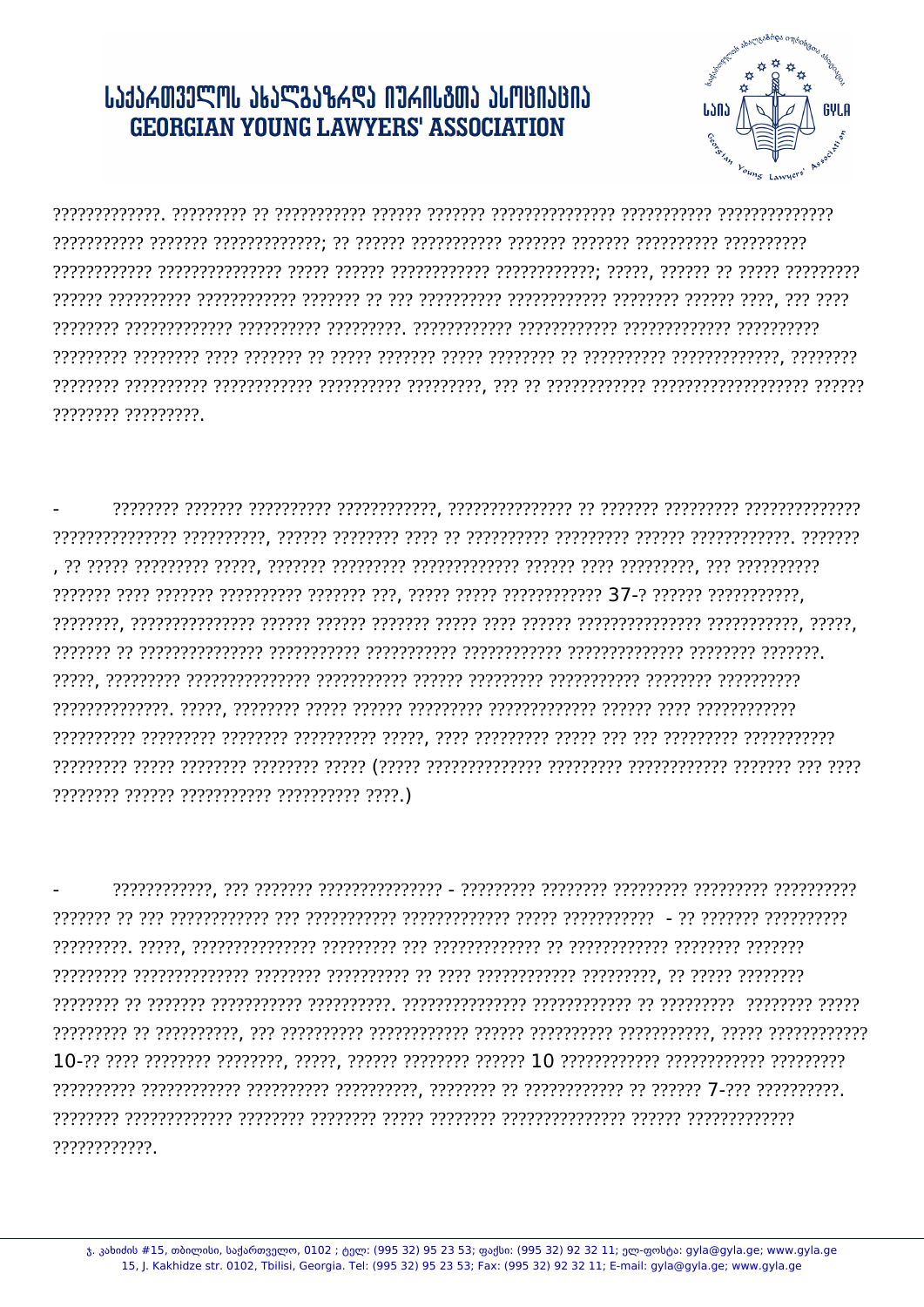?????????????. ????????? ?? ??????????? ?????? ??????? ??????????????? ??????????? ?????????????? ??????????? ??????? ?????????????; ?? ?????? ??????????? ??????? ??????? ?????????? ?????????? ???????????? ??????????????? ????? ?????? ???????????? ????????????; ?????, ?????? ?? ????? ????????? ?????? ?????????? ???????????? ??????? ?? ??? ?????????? ???????????? ???????? ?????? ????, ??? ???? ???????? ????????????? ?????????? ?????????. ???????????? ???????????? ????????????? ?????????? ????????? ???????? ???? ??????? ?? ????? ??????? ????? ???????? ?? ?????????? ?????????????, ???????? ???????? ?????????? ???????????? ?????????? ?????????, ??? ?? ???????????? ?????????????????? ?????? ???????? ?????????.

- ???????? ??????? ?????????? ????????????, ??????????????? ?? ??????? ????????? ?????????????? ??????????????? ??????????, ?????? ???????? ???? ?? ?????????? ????????? ?????? ????????????. ??????? , ?? ????? ????????? ?????, ??????? ????????? ????????????? ?????? ???? ?????????, ??? ?????????? ??????? ???? ??????? ?????????? ??????? ???, ????? ????? ???????????? 37-? ?????? ???????????, ????????, ??????????????? ?????? ?????? ??????? ????? ???? ?????? ??????????????? ???????????, ?????, ??????? ?? ??????????????? ??????????? ??????????? ???????????? ?????????????? ???????? ???????. ?????, ????????? ??????????????? ??????????? ?????? ????????? ??????????? ???????? ?????????? ???????????????. ?????, ???????? ????? ?????? ????????? ????????????? ?????? ???? ???????????? ?????????? ????????? ???????? ?????????? ?????, ???? ????????? ????? ??? ??? ????????? ??????????? ????????? ????? ???????? ???????? ????? (????? ?????????????? ????????? ???????????? ??????? ??? ???? ???????? ?????? ??????????? ?????????? ????.)

- ????????????, ??? ??????? ??????????????? - ????????? ???????? ????????? ????????? ?????????? ??????? ?? ??? ???????????? ??? ??????????? ????????????? ????? ??????????? - ?? ??????? ?????????? ?????????. ?????, ??????????????? ????????? ??? ????????????? ?? ???????????? ???????? ??????? ????????? ?????????????? ???????? ?????????? ?? ???? ???????????? ?????????, ?? ????? ???????? ???????? ?? ??????? ??????????? ??????????. ??????????????? ???????????? ?? ????????? ???????? ????? ????????? ?? ??????????, ??? ?????????? ???????????? ?????? ?????????? ???????????, ????? ???????????? 10-?? ???? ???????? ????????, ?????, ?????? ???????? ?????? 10 ???????????? ???????????? ????????? ?????????? ???????????? ?????????? ??????????, ???????? ?? ???????????? ?? ?????? 7-??? ??????????. ???????? ????????????? ???????? ???????? ????? ???????? ??????????????? ?????? ????????????? ????????????.